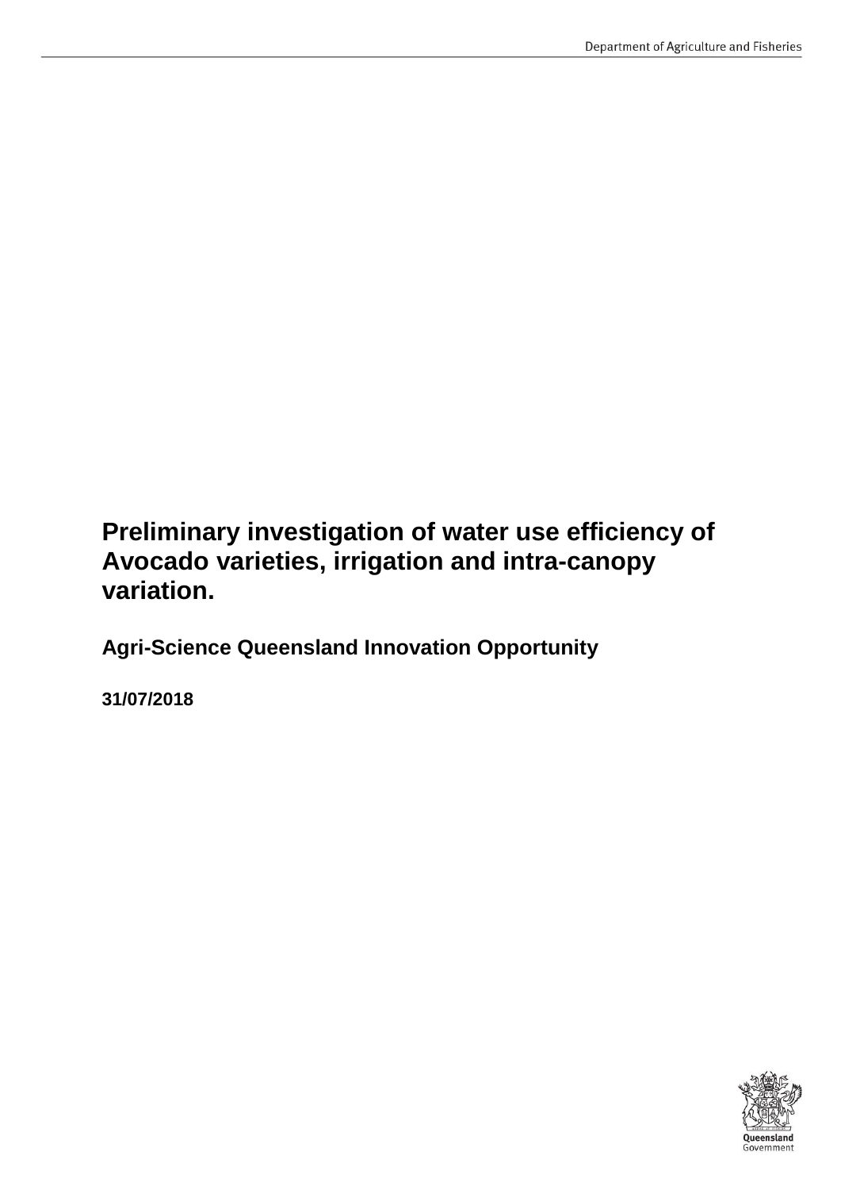# Preliminary investigation of water use efficiency of Avocado varieties, irrigation and intra-canopy variation.

**Agri-Science Queensland Innovation Opportunity**

**31/07/2018**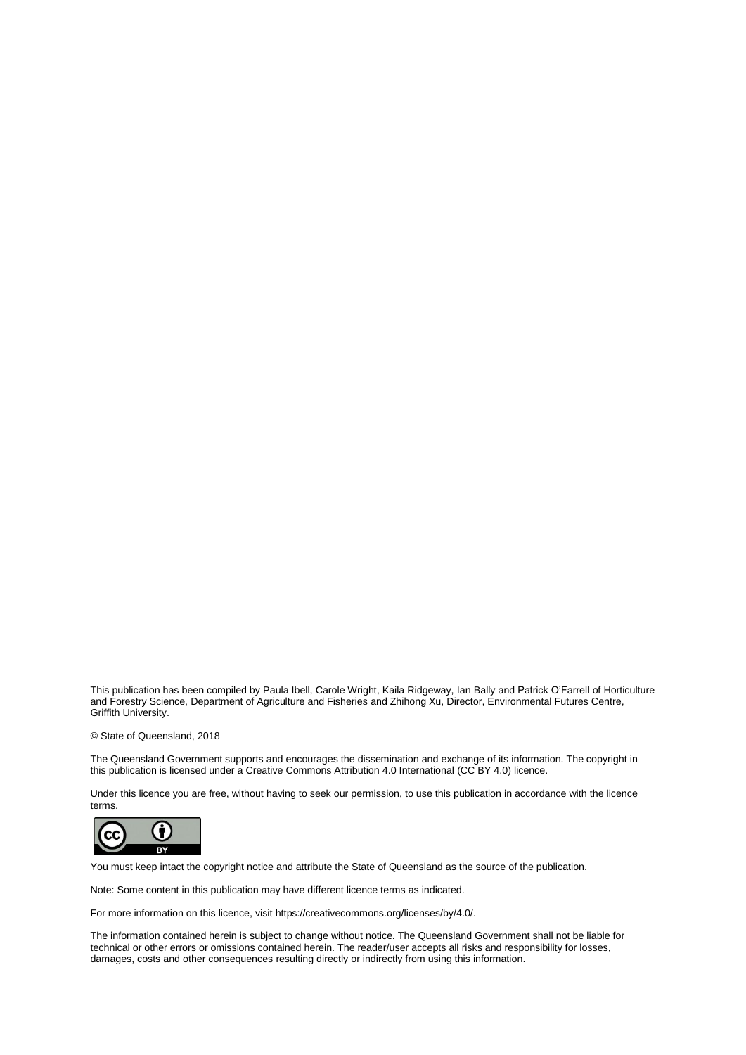This publication has been compiled by Paula Ibell, Carole Wright, Kaila Ridgeway, Ian Bally and Patrick O'Farrell of Horticulture and Forestry Science, Department of Agriculture and Fisheries and Zhihong Xu, Director, Environmental Futures Centre, Griffith University.

© State of Queensland, 2018

The Queensland Government supports and encourages the dissemination and exchange of its information. The copyright in this publication is licensed under a Creative Commons Attribution 4.0 International (CC BY 4.0) licence.

Under this licence you are free, without having to seek our permission, to use this publication in accordance with the licence terms.

You must keep intact the copyright notice and attribute the State of Queensland as the source of the publication.

Note: Some content in this publication may have different licence terms as indicated.

For more information on this licence, visit https://creativecommons.org/licenses/by/4.0/.

The information contained herein is subject to change without notice. The Queensland Government shall not be liable for technical or other errors or omissions contained herein. The reader/user accepts all risks and responsibility for losses, damages, costs and other consequences resulting directly or indirectly from using this information.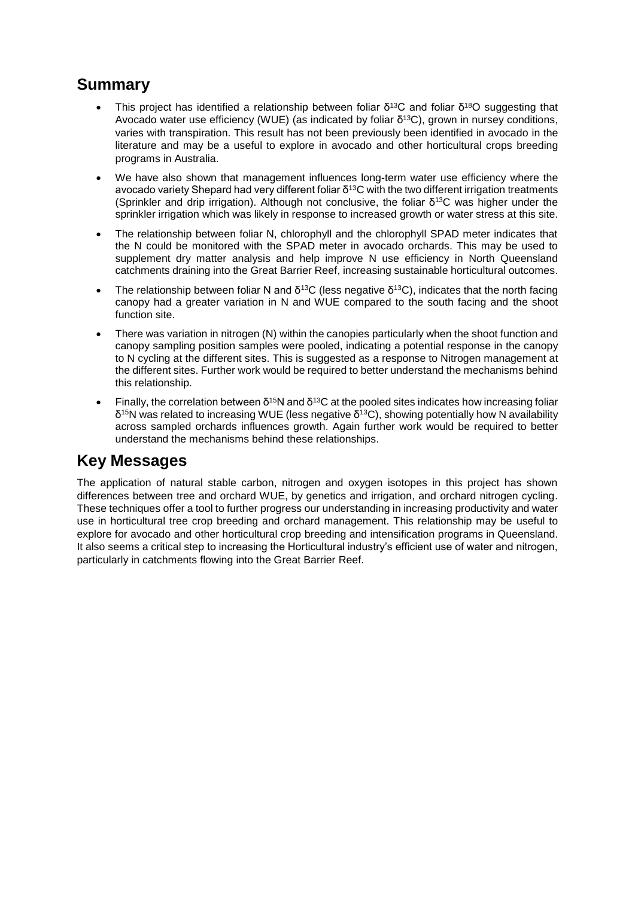## Summary

- This project has identified a relationship between foliar $\delta^{13}C$ and foliar $\delta^{18}O$ suggesting that Avocado water use efficiency (WUE) (as indicated by foliar $\delta^{13}C$), grown in nursey conditions, varies with transpiration. This result has not been previously been identified in avocado in the literature and may be a useful to explore in avocado and other horticultural crops breeding programs in Australia.
- We have also shown that management influences long-term water use efficiency where the avocado variety Shepard had very different foliar $\delta^{13}C$ with the two different irrigation treatments (Sprinkler and drip irrigation). Although not conclusive, the foliar $\delta^{13}C$ was higher under the sprinkler irrigation which was likely in response to increased growth or water stress at this site.
- The relationship between foliar N, chlorophyll and the chlorophyll SPAD meter indicates that the N could be monitored with the SPAD meter in avocado orchards. This may be used to supplement dry matter analysis and help improve N use efficiency in North Queensland catchments draining into the Great Barrier Reef, increasing sustainable horticultural outcomes.
- The relationship between foliar N and $\delta^{13}C$ (less negative $\delta^{13}C$), indicates that the north facing canopy had a greater variation in N and WUE compared to the south facing and the shoot function site.
- There was variation in nitrogen (N) within the canopies particularly when the shoot function and canopy sampling position samples were pooled, indicating a potential response in the canopy to N cycling at the different sites. This is suggested as a response to Nitrogen management at the different sites. Further work would be required to better understand the mechanisms behind this relationship.
- Finally, the correlation between $\delta^{15}N$ and $\delta^{13}C$ at the pooled sites indicates how increasing foliar $\delta^{15}N$ was related to increasing WUE (less negative $\delta^{13}C$), showing potentially how N availability across sampled orchards influences growth. Again further work would be required to better understand the mechanisms behind these relationships.

## Key Messages

The application of natural stable carbon, nitrogen and oxygen isotopes in this project has shown differences between tree and orchard WUE, by genetics and irrigation, and orchard nitrogen cycling. These techniques offer a tool to further progress our understanding in increasing productivity and water use in horticultural tree crop breeding and orchard management. This relationship may be useful to explore for avocado and other horticultural crop breeding and intensification programs in Queensland. It also seems a critical step to increasing the Horticultural industry's efficient use of water and nitrogen, particularly in catchments flowing into the Great Barrier Reef.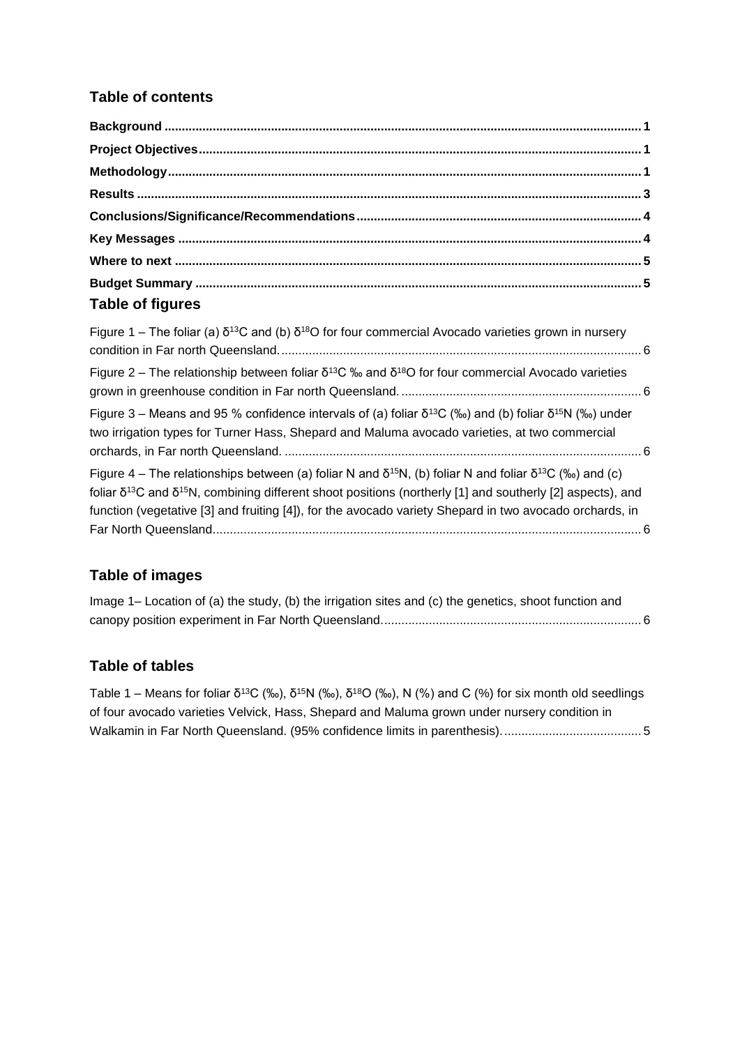## Table of contents

**Background** .......... 1
**Project Objectives** .......... 1
**Methodology** .......... 1
**Results** .......... 3
**Conclusions/Significance/Recommendations** .......... 4
**Key Messages** .......... 4
**Where to next** .......... 5
**Budget Summary** .......... 5

## Table of figures

Figure 1 – The foliar (a) $\delta^{13}C$ and (b) $\delta^{18}O$ for four commercial Avocado varieties grown in nursery condition in Far north Queensland. .......... 6

Figure 2 – The relationship between foliar $\delta^{13}C$ ‰ and $\delta^{18}O$ for four commercial Avocado varieties grown in greenhouse condition in Far north Queensland. .......... 6

Figure 3 – Means and 95 % confidence intervals of (a) foliar $\delta^{13}C$ (‰) and (b) foliar $\delta^{15}N$ (‰) under two irrigation types for Turner Hass, Shepard and Maluma avocado varieties, at two commercial orchards, in Far north Queensland. .......... 6

Figure 4 – The relationships between (a) foliar N and $\delta^{15}N$, (b) foliar N and foliar $\delta^{13}C$ (‰) and (c) foliar $\delta^{13}C$ and $\delta^{15}N$, combining different shoot positions (northerly [1] and southerly [2] aspects), and function (vegetative [3] and fruiting [4]), for the avocado variety Shepard in two avocado orchards, in Far North Queensland. .......... 6

## Table of images

Image 1– Location of (a) the study, (b) the irrigation sites and (c) the genetics, shoot function and canopy position experiment in Far North Queensland. .......... 6

## Table of tables

Table 1 – Means for foliar $\delta^{13}C$ (‰), $\delta^{15}N$ (‰), $\delta^{18}O$ (‰), N (%) and C (%) for six month old seedlings of four avocado varieties Velvick, Hass, Shepard and Maluma grown under nursery condition in Walkamin in Far North Queensland. (95% confidence limits in parenthesis). .......... 5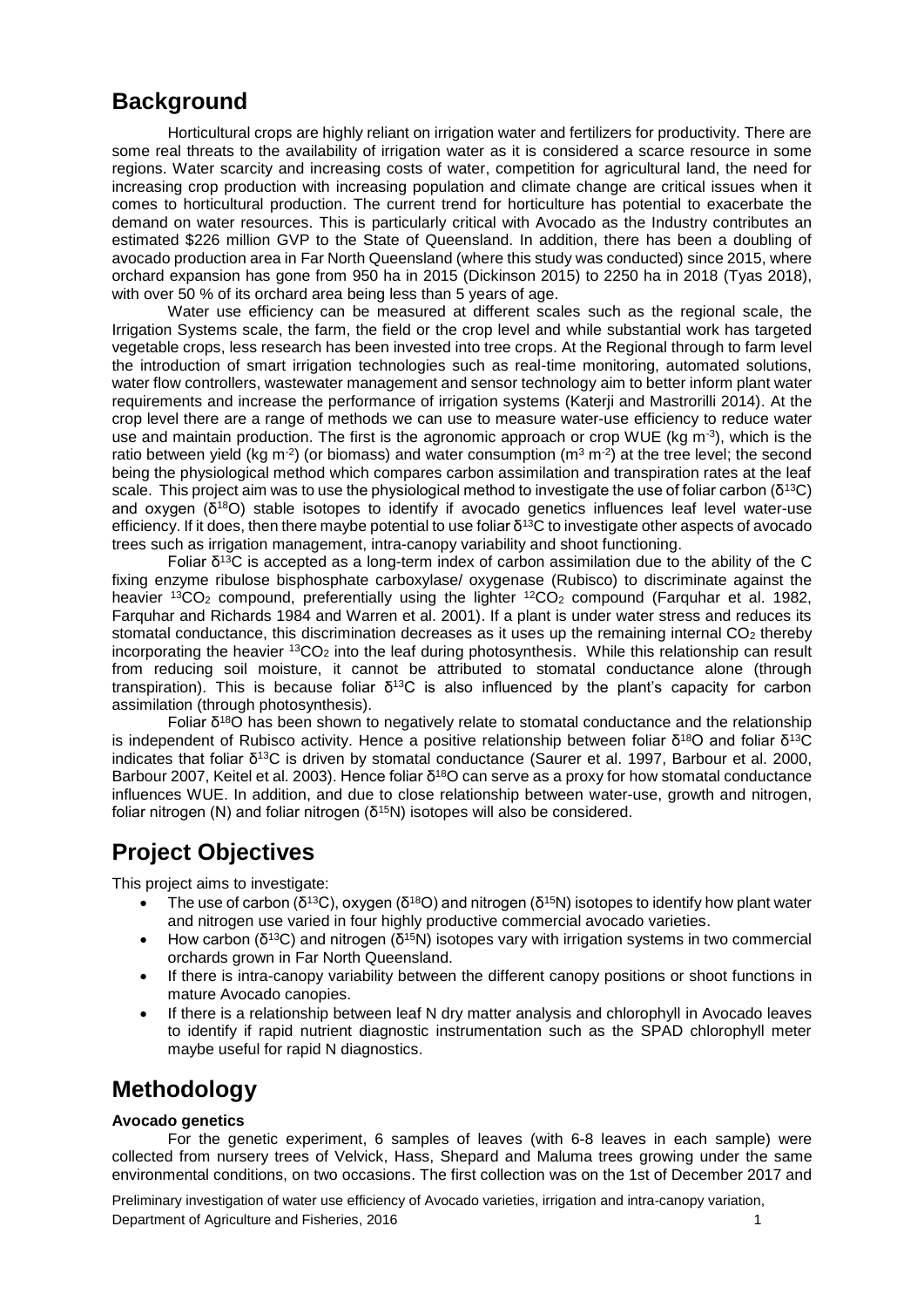## Background

Horticultural crops are highly reliant on irrigation water and fertilizers for productivity. There are some real threats to the availability of irrigation water as it is considered a scarce resource in some regions. Water scarcity and increasing costs of water, competition for agricultural land, the need for increasing crop production with increasing population and climate change are critical issues when it comes to horticultural production. The current trend for horticulture has potential to exacerbate the demand on water resources. This is particularly critical with Avocado as the Industry contributes an estimated \$226 million GVP to the State of Queensland. In addition, there has been a doubling of avocado production area in Far North Queensland (where this study was conducted) since 2015, where orchard expansion has gone from 950 ha in 2015 (Dickinson 2015) to 2250 ha in 2018 (Tyas 2018), with over 50 % of its orchard area being less than 5 years of age.

Water use efficiency can be measured at different scales such as the regional scale, the Irrigation Systems scale, the farm, the field or the crop level and while substantial work has targeted vegetable crops, less research has been invested into tree crops. At the Regional through to farm level the introduction of smart irrigation technologies such as real-time monitoring, automated solutions, water flow controllers, wastewater management and sensor technology aim to better inform plant water requirements and increase the performance of irrigation systems (Katerji and Mastrorilli 2014). At the crop level there are a range of methods we can use to measure water-use efficiency to reduce water use and maintain production. The first is the agronomic approach or crop WUE (kg $m^{-3}$), which is the ratio between yield (kg $m^{-2}$) (or biomass) and water consumption ($m^3$ $m^{-2}$) at the tree level; the second being the physiological method which compares carbon assimilation and transpiration rates at the leaf scale. This project aim was to use the physiological method to investigate the use of foliar carbon ($\delta^{13}C$) and oxygen ($\delta^{18}O$) stable isotopes to identify if avocado genetics influences leaf level water-use efficiency. If it does, then there maybe potential to use foliar $\delta^{13}C$ to investigate other aspects of avocado trees such as irrigation management, intra-canopy variability and shoot functioning.

Foliar $\delta^{13}C$ is accepted as a long-term index of carbon assimilation due to the ability of the C fixing enzyme ribulose bisphosphate carboxylase/ oxygenase (Rubisco) to discriminate against the heavier $^{13}CO_2$ compound, preferentially using the lighter $^{12}CO_2$ compound (Farquhar et al. 1982, Farquhar and Richards 1984 and Warren et al. 2001). If a plant is under water stress and reduces its stomatal conductance, this discrimination decreases as it uses up the remaining internal $CO_2$ thereby incorporating the heavier $^{13}CO_2$ into the leaf during photosynthesis. While this relationship can result from reducing soil moisture, it cannot be attributed to stomatal conductance alone (through transpiration). This is because foliar $\delta^{13}C$ is also influenced by the plant's capacity for carbon assimilation (through photosynthesis).

Foliar $\delta^{18}O$ has been shown to negatively relate to stomatal conductance and the relationship is independent of Rubisco activity. Hence a positive relationship between foliar $\delta^{18}O$ and foliar $\delta^{13}C$ indicates that foliar $\delta^{13}C$ is driven by stomatal conductance (Saurer et al. 1997, Barbour et al. 2000, Barbour 2007, Keitel et al. 2003). Hence foliar $\delta^{18}O$ can serve as a proxy for how stomatal conductance influences WUE. In addition, and due to close relationship between water-use, growth and nitrogen, foliar nitrogen (N) and foliar nitrogen ($\delta^{15}N$) isotopes will also be considered.

## Project Objectives

This project aims to investigate:

- The use of carbon ($\delta^{13}C$), oxygen ($\delta^{18}O$) and nitrogen ($\delta^{15}N$) isotopes to identify how plant water and nitrogen use varied in four highly productive commercial avocado varieties.
- How carbon ($\delta^{13}C$) and nitrogen ($\delta^{15}N$) isotopes vary with irrigation systems in two commercial orchards grown in Far North Queensland.
- If there is intra-canopy variability between the different canopy positions or shoot functions in mature Avocado canopies.
- If there is a relationship between leaf N dry matter analysis and chlorophyll in Avocado leaves to identify if rapid nutrient diagnostic instrumentation such as the SPAD chlorophyll meter maybe useful for rapid N diagnostics.

## Methodology

**Avocado genetics**

For the genetic experiment, 6 samples of leaves (with 6-8 leaves in each sample) were collected from nursery trees of Velvick, Hass, Shepard and Maluma trees growing under the same environmental conditions, on two occasions. The first collection was on the 1st of December 2017 and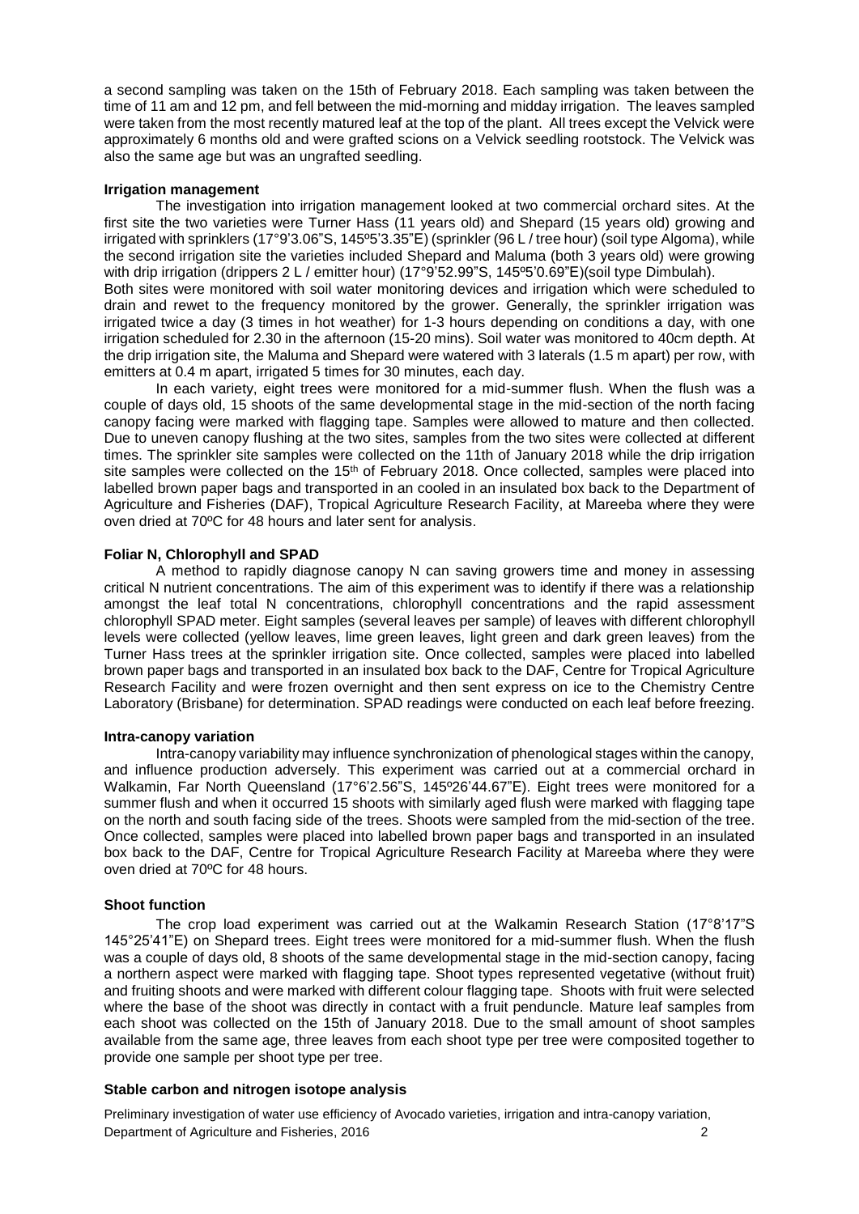a second sampling was taken on the 15th of February 2018. Each sampling was taken between the time of 11 am and 12 pm, and fell between the mid-morning and midday irrigation. The leaves sampled were taken from the most recently matured leaf at the top of the plant. All trees except the Velvick were approximately 6 months old and were grafted scions on a Velvick seedling rootstock. The Velvick was also the same age but was an ungrafted seedling.

**Irrigation management**

The investigation into irrigation management looked at two commercial orchard sites. At the first site the two varieties were Turner Hass (11 years old) and Shepard (15 years old) growing and irrigated with sprinklers (17°9'3.06"S, 145º5'3.35"E) (sprinkler (96 L / tree hour) (soil type Algoma), while the second irrigation site the varieties included Shepard and Maluma (both 3 years old) were growing with drip irrigation (drippers 2 L / emitter hour) (17°9'52.99"S, 145º5'0.69"E)(soil type Dimbulah).
Both sites were monitored with soil water monitoring devices and irrigation which were scheduled to drain and rewet to the frequency monitored by the grower. Generally, the sprinkler irrigation was irrigated twice a day (3 times in hot weather) for 1-3 hours depending on conditions a day, with one irrigation scheduled for 2.30 in the afternoon (15-20 mins). Soil water was monitored to 40cm depth. At the drip irrigation site, the Maluma and Shepard were watered with 3 laterals (1.5 m apart) per row, with emitters at 0.4 m apart, irrigated 5 times for 30 minutes, each day.

In each variety, eight trees were monitored for a mid-summer flush. When the flush was a couple of days old, 15 shoots of the same developmental stage in the mid-section of the north facing canopy facing were marked with flagging tape. Samples were allowed to mature and then collected. Due to uneven canopy flushing at the two sites, samples from the two sites were collected at different times. The sprinkler site samples were collected on the 11th of January 2018 while the drip irrigation site samples were collected on the 15th of February 2018. Once collected, samples were placed into labelled brown paper bags and transported in an cooled in an insulated box back to the Department of Agriculture and Fisheries (DAF), Tropical Agriculture Research Facility, at Mareeba where they were oven dried at 70ºC for 48 hours and later sent for analysis.

**Foliar N, Chlorophyll and SPAD**

A method to rapidly diagnose canopy N can saving growers time and money in assessing critical N nutrient concentrations. The aim of this experiment was to identify if there was a relationship amongst the leaf total N concentrations, chlorophyll concentrations and the rapid assessment chlorophyll SPAD meter. Eight samples (several leaves per sample) of leaves with different chlorophyll levels were collected (yellow leaves, lime green leaves, light green and dark green leaves) from the Turner Hass trees at the sprinkler irrigation site. Once collected, samples were placed into labelled brown paper bags and transported in an insulated box back to the DAF, Centre for Tropical Agriculture Research Facility and were frozen overnight and then sent express on ice to the Chemistry Centre Laboratory (Brisbane) for determination. SPAD readings were conducted on each leaf before freezing.

**Intra-canopy variation**

Intra-canopy variability may influence synchronization of phenological stages within the canopy, and influence production adversely. This experiment was carried out at a commercial orchard in Walkamin, Far North Queensland (17°6'2.56"S, 145º26'44.67"E). Eight trees were monitored for a summer flush and when it occurred 15 shoots with similarly aged flush were marked with flagging tape on the north and south facing side of the trees. Shoots were sampled from the mid-section of the tree. Once collected, samples were placed into labelled brown paper bags and transported in an insulated box back to the DAF, Centre for Tropical Agriculture Research Facility at Mareeba where they were oven dried at 70ºC for 48 hours.

**Shoot function**

The crop load experiment was carried out at the Walkamin Research Station (17°8'17"S 145°25'41"E) on Shepard trees. Eight trees were monitored for a mid-summer flush. When the flush was a couple of days old, 8 shoots of the same developmental stage in the mid-section canopy, facing a northern aspect were marked with flagging tape. Shoot types represented vegetative (without fruit) and fruiting shoots and were marked with different colour flagging tape. Shoots with fruit were selected where the base of the shoot was directly in contact with a fruit penduncle. Mature leaf samples from each shoot was collected on the 15th of January 2018. Due to the small amount of shoot samples available from the same age, three leaves from each shoot type per tree were composited together to provide one sample per shoot type per tree.

**Stable carbon and nitrogen isotope analysis**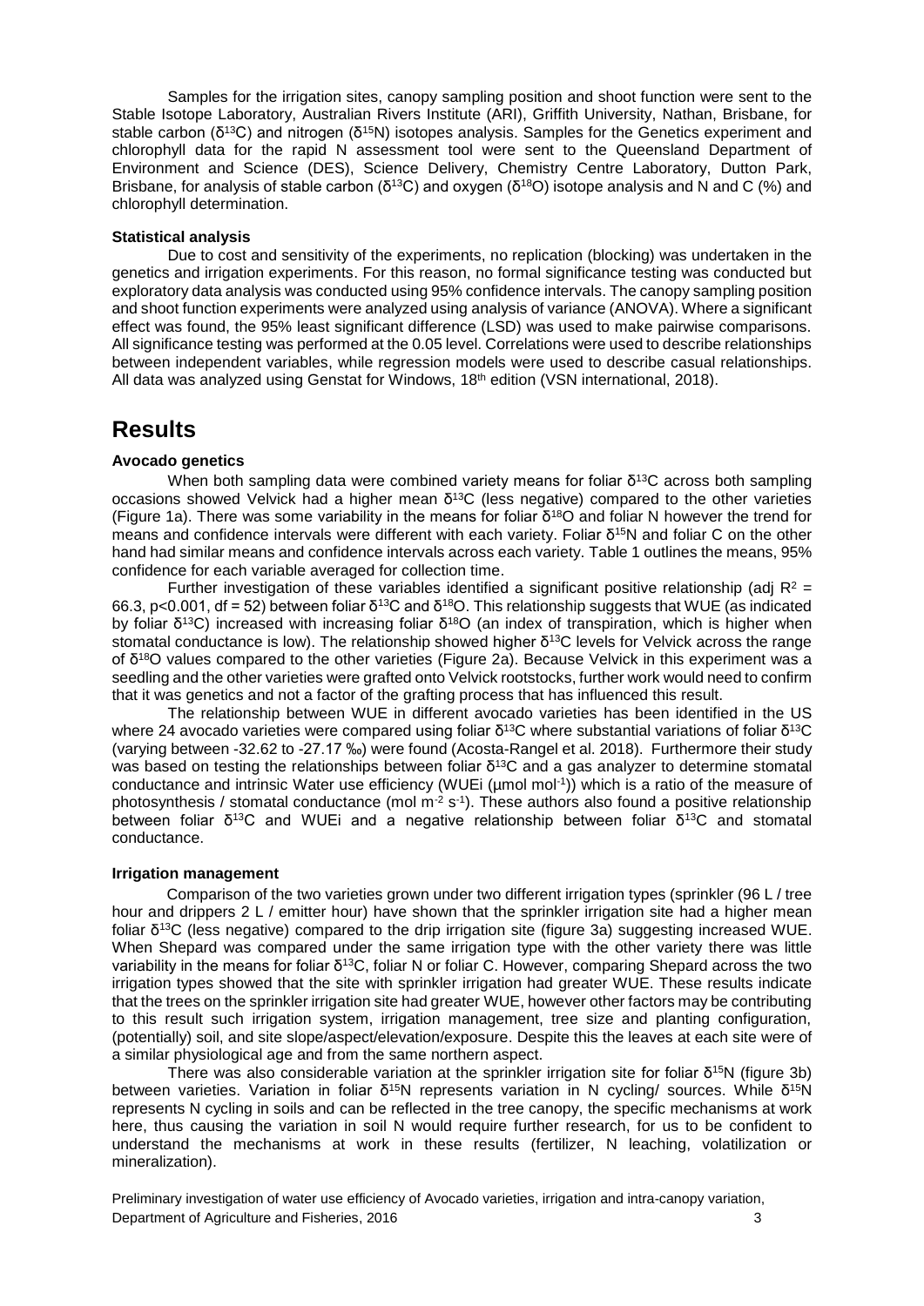Samples for the irrigation sites, canopy sampling position and shoot function were sent to the Stable Isotope Laboratory, Australian Rivers Institute (ARI), Griffith University, Nathan, Brisbane, for stable carbon ($\delta^{13}C$) and nitrogen ($\delta^{15}N$) isotopes analysis. Samples for the Genetics experiment and chlorophyll data for the rapid N assessment tool were sent to the Queensland Department of Environment and Science (DES), Science Delivery, Chemistry Centre Laboratory, Dutton Park, Brisbane, for analysis of stable carbon ($\delta^{13}C$) and oxygen ($\delta^{18}O$) isotope analysis and N and C (%) and chlorophyll determination.

#### Statistical analysis

Due to cost and sensitivity of the experiments, no replication (blocking) was undertaken in the genetics and irrigation experiments. For this reason, no formal significance testing was conducted but exploratory data analysis was conducted using 95% confidence intervals. The canopy sampling position and shoot function experiments were analyzed using analysis of variance (ANOVA). Where a significant effect was found, the 95% least significant difference (LSD) was used to make pairwise comparisons. All significance testing was performed at the 0.05 level. Correlations were used to describe relationships between independent variables, while regression models were used to describe casual relationships. All data was analyzed using Genstat for Windows, 18th edition (VSN international, 2018).

# Results

#### Avocado genetics

When both sampling data were combined variety means for foliar $\delta^{13}C$ across both sampling occasions showed Velvick had a higher mean $\delta^{13}C$ (less negative) compared to the other varieties (Figure 1a). There was some variability in the means for foliar $\delta^{18}O$ and foliar N however the trend for means and confidence intervals were different with each variety. Foliar $\delta^{15}N$ and foliar C on the other hand had similar means and confidence intervals across each variety. Table 1 outlines the means, 95% confidence for each variable averaged for collection time.

Further investigation of these variables identified a significant positive relationship (adj $R^2$ = 66.3, $p<0.001$, df = 52) between foliar $\delta^{13}C$ and $\delta^{18}O$. This relationship suggests that WUE (as indicated by foliar $\delta^{13}C$) increased with increasing foliar $\delta^{18}O$ (an index of transpiration, which is higher when stomatal conductance is low). The relationship showed higher $\delta^{13}C$ levels for Velvick across the range of $\delta^{18}O$ values compared to the other varieties (Figure 2a). Because Velvick in this experiment was a seedling and the other varieties were grafted onto Velvick rootstocks, further work would need to confirm that it was genetics and not a factor of the grafting process that has influenced this result.

The relationship between WUE in different avocado varieties has been identified in the US where 24 avocado varieties were compared using foliar $\delta^{13}C$ where substantial variations of foliar $\delta^{13}C$ (varying between -32.62 to -27.17 ‰) were found (Acosta-Rangel et al. 2018). Furthermore their study was based on testing the relationships between foliar $\delta^{13}C$ and a gas analyzer to determine stomatal conductance and intrinsic Water use efficiency (WUEi (μmol mol$^{-1}$)) which is a ratio of the measure of photosynthesis / stomatal conductance (mol m$^{-2}$ s$^{-1}$). These authors also found a positive relationship between foliar $\delta^{13}C$ and WUEi and a negative relationship between foliar $\delta^{13}C$ and stomatal conductance.

#### Irrigation management

Comparison of the two varieties grown under two different irrigation types (sprinkler (96 L / tree hour and drippers 2 L / emitter hour) have shown that the sprinkler irrigation site had a higher mean foliar $\delta^{13}C$ (less negative) compared to the drip irrigation site (figure 3a) suggesting increased WUE. When Shepard was compared under the same irrigation type with the other variety there was little variability in the means for foliar $\delta^{13}C$, foliar N or foliar C. However, comparing Shepard across the two irrigation types showed that the site with sprinkler irrigation had greater WUE. These results indicate that the trees on the sprinkler irrigation site had greater WUE, however other factors may be contributing to this result such irrigation system, irrigation management, tree size and planting configuration, (potentially) soil, and site slope/aspect/elevation/exposure. Despite this the leaves at each site were of a similar physiological age and from the same northern aspect.

There was also considerable variation at the sprinkler irrigation site for foliar $\delta^{15}N$ (figure 3b) between varieties. Variation in foliar $\delta^{15}N$ represents variation in N cycling/ sources. While $\delta^{15}N$ represents N cycling in soils and can be reflected in the tree canopy, the specific mechanisms at work here, thus causing the variation in soil N would require further research, for us to be confident to understand the mechanisms at work in these results (fertilizer, N leaching, volatilization or mineralization).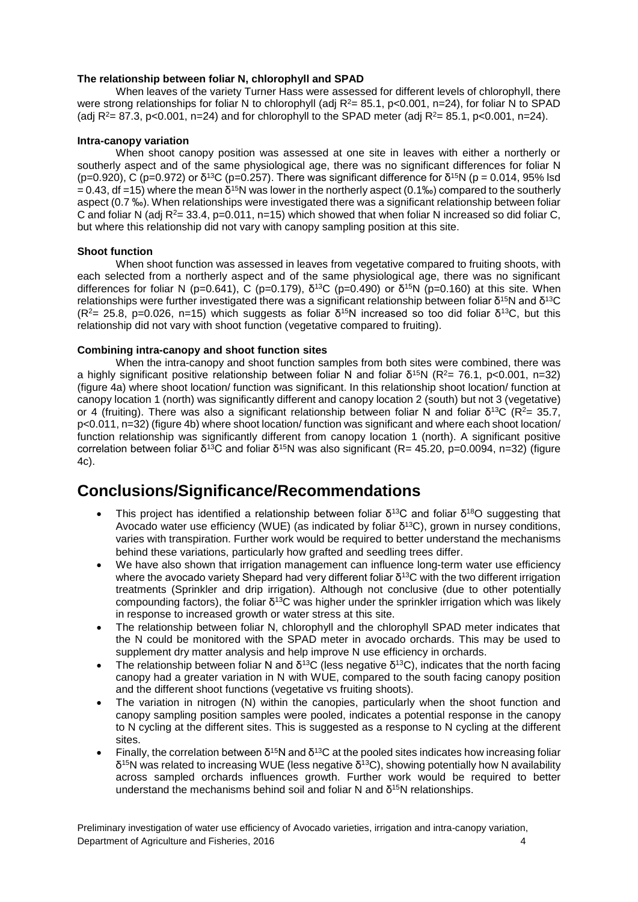**The relationship between foliar N, chlorophyll and SPAD**

When leaves of the variety Turner Hass were assessed for different levels of chlorophyll, there were strong relationships for foliar N to chlorophyll (adj $R^2$= 85.1, p<0.001, n=24), for foliar N to SPAD (adj $R^2$= 87.3, p<0.001, n=24) and for chlorophyll to the SPAD meter (adj $R^2$= 85.1, p<0.001, n=24).

**Intra-canopy variation**

When shoot canopy position was assessed at one site in leaves with either a northerly or southerly aspect and of the same physiological age, there was no significant differences for foliar N (p=0.920), C (p=0.972) or $\delta^{13}C$ (p=0.257). There was significant difference for $\delta^{15}N$ (p = 0.014, 95% lsd = 0.43, df =15) where the mean $\delta^{15}N$ was lower in the northerly aspect (0.1‰) compared to the southerly aspect (0.7 ‰). When relationships were investigated there was a significant relationship between foliar C and foliar N (adj $R^2$= 33.4, p=0.011, n=15) which showed that when foliar N increased so did foliar C, but where this relationship did not vary with canopy sampling position at this site.

**Shoot function**

When shoot function was assessed in leaves from vegetative compared to fruiting shoots, with each selected from a northerly aspect and of the same physiological age, there was no significant differences for foliar N (p=0.641), C (p=0.179), $\delta^{13}C$ (p=0.490) or $\delta^{15}N$ (p=0.160) at this site. When relationships were further investigated there was a significant relationship between foliar $\delta^{15}N$ and $\delta^{13}C$ ($R^2$= 25.8, p=0.026, n=15) which suggests as foliar $\delta^{15}N$ increased so too did foliar $\delta^{13}C$, but this relationship did not vary with shoot function (vegetative compared to fruiting).

**Combining intra-canopy and shoot function sites**

When the intra-canopy and shoot function samples from both sites were combined, there was a highly significant positive relationship between foliar N and foliar $\delta^{15}N$ ($R^2$= 76.1, p<0.001, n=32) (figure 4a) where shoot location/ function was significant. In this relationship shoot location/ function at canopy location 1 (north) was significantly different and canopy location 2 (south) but not 3 (vegetative) or 4 (fruiting). There was also a significant relationship between foliar N and foliar $\delta^{13}C$ ($R^2$= 35.7, p<0.011, n=32) (figure 4b) where shoot location/ function was significant and where each shoot location/ function relationship was significantly different from canopy location 1 (north). A significant positive correlation between foliar $\delta^{13}C$ and foliar $\delta^{15}N$ was also significant (R= 45.20, p=0.0094, n=32) (figure 4c).

## Conclusions/Significance/Recommendations

- This project has identified a relationship between foliar $\delta^{13}C$ and foliar $\delta^{18}O$ suggesting that Avocado water use efficiency (WUE) (as indicated by foliar $\delta^{13}C$), grown in nursey conditions, varies with transpiration. Further work would be required to better understand the mechanisms behind these variations, particularly how grafted and seedling trees differ.
- We have also shown that irrigation management can influence long-term water use efficiency where the avocado variety Shepard had very different foliar $\delta^{13}C$ with the two different irrigation treatments (Sprinkler and drip irrigation). Although not conclusive (due to other potentially compounding factors), the foliar $\delta^{13}C$ was higher under the sprinkler irrigation which was likely in response to increased growth or water stress at this site.
- The relationship between foliar N, chlorophyll and the chlorophyll SPAD meter indicates that the N could be monitored with the SPAD meter in avocado orchards. This may be used to supplement dry matter analysis and help improve N use efficiency in orchards.
- The relationship between foliar N and $\delta^{13}C$ (less negative $\delta^{13}C$), indicates that the north facing canopy had a greater variation in N with WUE, compared to the south facing canopy position and the different shoot functions (vegetative vs fruiting shoots).
- The variation in nitrogen (N) within the canopies, particularly when the shoot function and canopy sampling position samples were pooled, indicates a potential response in the canopy to N cycling at the different sites. This is suggested as a response to N cycling at the different sites.
- Finally, the correlation between $\delta^{15}N$ and $\delta^{13}C$ at the pooled sites indicates how increasing foliar $\delta^{15}N$ was related to increasing WUE (less negative $\delta^{13}C$), showing potentially how N availability across sampled orchards influences growth. Further work would be required to better understand the mechanisms behind soil and foliar N and $\delta^{15}N$ relationships.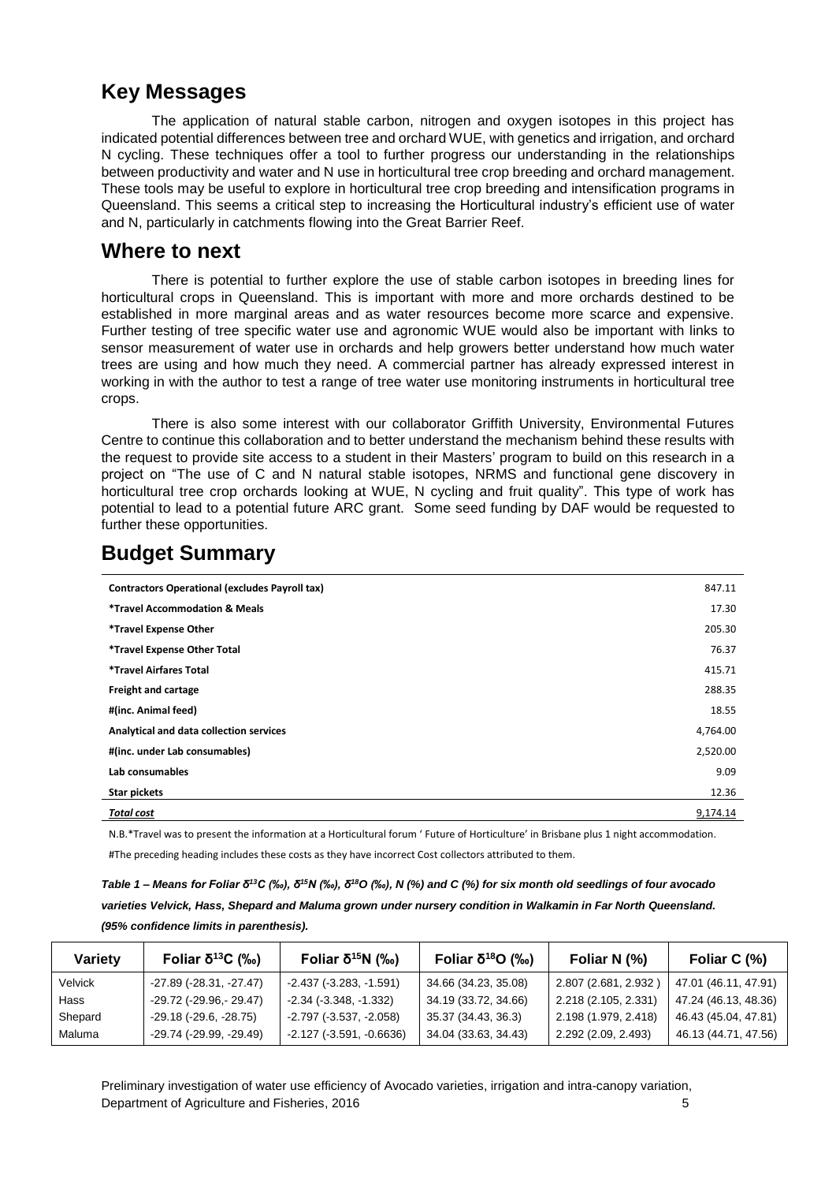## Key Messages

The application of natural stable carbon, nitrogen and oxygen isotopes in this project has indicated potential differences between tree and orchard WUE, with genetics and irrigation, and orchard N cycling. These techniques offer a tool to further progress our understanding in the relationships between productivity and water and N use in horticultural tree crop breeding and orchard management. These tools may be useful to explore in horticultural tree crop breeding and intensification programs in Queensland. This seems a critical step to increasing the Horticultural industry's efficient use of water and N, particularly in catchments flowing into the Great Barrier Reef.

## Where to next

There is potential to further explore the use of stable carbon isotopes in breeding lines for horticultural crops in Queensland. This is important with more and more orchards destined to be established in more marginal areas and as water resources become more scarce and expensive. Further testing of tree specific water use and agronomic WUE would also be important with links to sensor measurement of water use in orchards and help growers better understand how much water trees are using and how much they need. A commercial partner has already expressed interest in working in with the author to test a range of tree water use monitoring instruments in horticultural tree crops.

There is also some interest with our collaborator Griffith University, Environmental Futures Centre to continue this collaboration and to better understand the mechanism behind these results with the request to provide site access to a student in their Masters' program to build on this research in a project on "The use of C and N natural stable isotopes, NRMS and functional gene discovery in horticultural tree crop orchards looking at WUE, N cycling and fruit quality". This type of work has potential to lead to a potential future ARC grant. Some seed funding by DAF would be requested to further these opportunities.

## Budget Summary

| | |
|---|---:|
| **Contractors Operational (excludes Payroll tax)** | 847.11 |
| ***Travel Accommodation & Meals** | 17.30 |
| ***Travel Expense Other** | 205.30 |
| ***Travel Expense Other Total** | 76.37 |
| ***Travel Airfares Total** | 415.71 |
| **Freight and cartage** | 288.35 |
| **#(inc. Animal feed)** | 18.55 |
| **Analytical and data collection services** | 4,764.00 |
| **#(inc. under Lab consumables)** | 2,520.00 |
| **Lab consumables** | 9.09 |
| **Star pickets** | 12.36 |
| ***Total cost*** | 9,174.14 |

N.B.*Travel was to present the information at a Horticultural forum ' Future of Horticulture' in Brisbane plus 1 night accommodation.

#The preceding heading includes these costs as they have incorrect Cost collectors attributed to them.

***Table 1 – Means for Foliar $\delta^{13}C$ (‰), $\delta^{15}N$ (‰), $\delta^{18}O$ (‰), N (%) and C (%) for six month old seedlings of four avocado varieties Velvick, Hass, Shepard and Maluma grown under nursery condition in Walkamin in Far North Queensland. (95% confidence limits in parenthesis).***

| Variety | Foliar $\delta^{13}C$ (‰) | Foliar $\delta^{15}N$ (‰) | Foliar $\delta^{18}O$ (‰) | Foliar N (%) | Foliar C (%) |
|---|---|---|---|---|---|
| Velvick | -27.89 (-28.31, -27.47) | -2.437 (-3.283, -1.591) | 34.66 (34.23, 35.08) | 2.807 (2.681, 2.932 ) | 47.01 (46.11, 47.91) |
| Hass | -29.72 (-29.96,- 29.47) | -2.34 (-3.348, -1.332) | 34.19 (33.72, 34.66) | 2.218 (2.105, 2.331) | 47.24 (46.13, 48.36) |
| Shepard | -29.18 (-29.6, -28.75) | -2.797 (-3.537, -2.058) | 35.37 (34.43, 36.3) | 2.198 (1.979, 2.418) | 46.43 (45.04, 47.81) |
| Maluma | -29.74 (-29.99, -29.49) | -2.127 (-3.591, -0.6636) | 34.04 (33.63, 34.43) | 2.292 (2.09, 2.493) | 46.13 (44.71, 47.56) |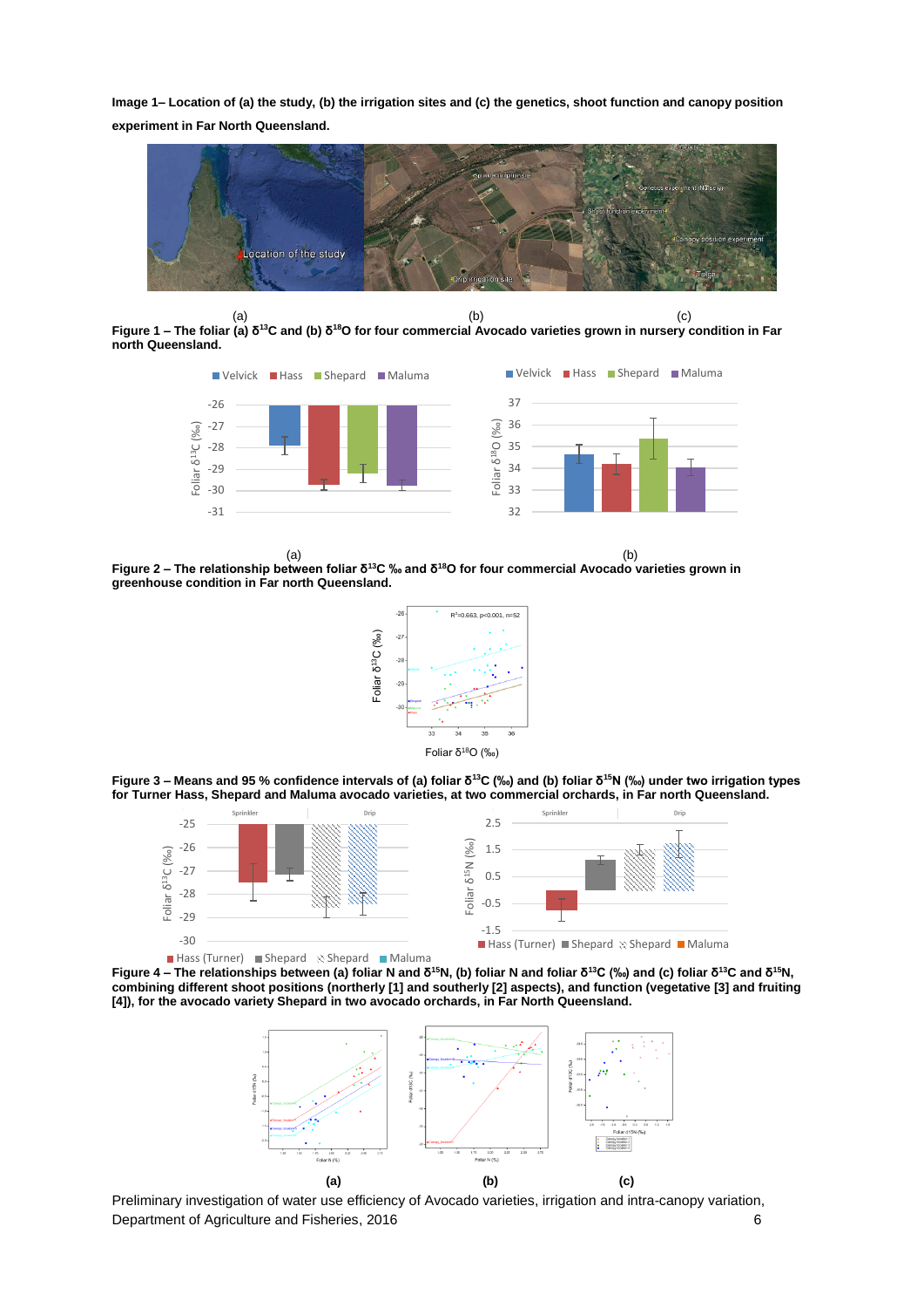**Image 1– Location of (a) the study, (b) the irrigation sites and (c) the genetics, shoot function and canopy position experiment in Far North Queensland.**

Location of the study

Sprinkler irrigation site

Drip irrigation site

Genetics experiment (Nursery)

Shoot function experiment

Canopy position experiment

Tolga

(a) (b) (c)

**Figure 1 – The foliar (a) $\delta^{13}C$ and (b) $\delta^{18}O$ for four commercial Avocado varieties grown in nursery condition in Far north Queensland.**

Velvick Hass Shepard Maluma

Foliar $\delta^{13}C$ (‰)

-26
-27
-28
-29
-30
-31

Velvick Hass Shepard Maluma

Foliar $\delta^{18}O$ (‰)

37
36
35
34
33
32

(a) (b)

**Figure 2 – The relationship between foliar $\delta^{13}C$ ‰ and $\delta^{18}O$ for four commercial Avocado varieties grown in greenhouse condition in Far north Queensland.**

$R^2$=0.663, p<0.001, n=52

Foliar $\delta^{13}C$ (‰)

-26
-27
-28
-29
-30

33 34 35 36

Foliar $\delta^{18}O$ (‰)

**Figure 3 – Means and 95 % confidence intervals of (a) foliar $\delta^{13}C$ (‰) and (b) foliar $\delta^{15}N$ (‰) under two irrigation types for Turner Hass, Shepard and Maluma avocado varieties, at two commercial orchards, in Far north Queensland.**

Sprinkler Drip

Foliar $\delta^{13}C$ (‰)

-25
-26
-27
-28
-29
-30

Hass (Turner) Shepard Shepard Maluma

Sprinkler Drip

Foliar $\delta^{15}N$ (‰)

2.5
1.5
0.5
-0.5
-1.5

Hass (Turner) Shepard Shepard Maluma

**Figure 4 – The relationships between (a) foliar N and $\delta^{15}N$, (b) foliar N and foliar $\delta^{13}C$ (‰) and (c) foliar $\delta^{13}C$ and $\delta^{15}N$, combining different shoot positions (northerly [1] and southerly [2] aspects), and function (vegetative [3] and fruiting [4]), for the avocado variety Shepard in two avocado orchards, in Far North Queensland.**

Foliar N (%)

Foliar N (%)

Foliar d15N (‰)

(a) (b) (c)

Preliminary investigation of water use efficiency of Avocado varieties, irrigation and intra-canopy variation, Department of Agriculture and Fisheries, 2016